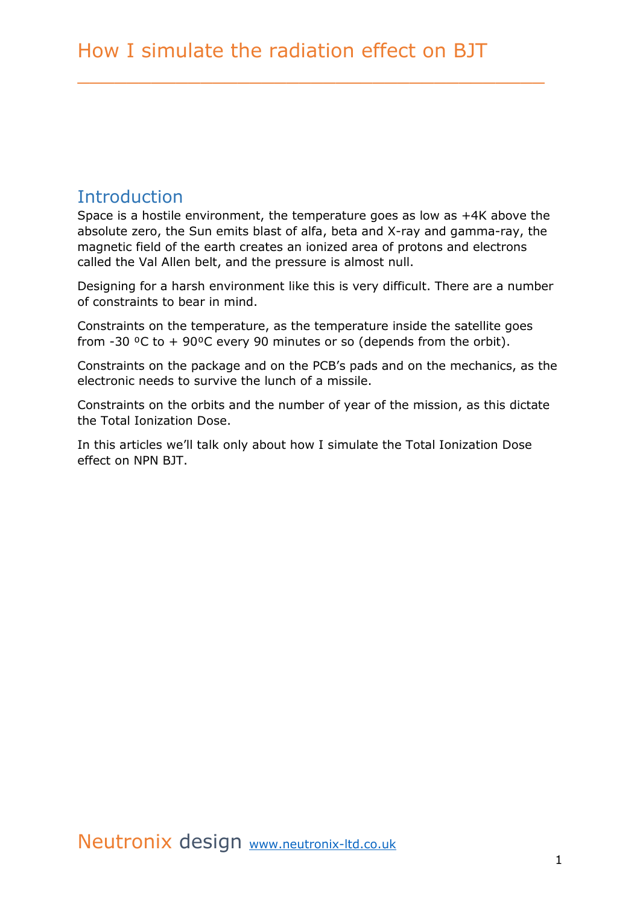# How I simulate the radiation effect on BJT

## Introduction

Space is a hostile environment, the temperature goes as low as +4K above the absolute zero, the Sun emits blast of alfa, beta and X-ray and gamma-ray, the magnetic field of the earth creates an ionized area of protons and electrons called the Val Allen belt, and the pressure is almost null.

Designing for a harsh environment like this is very difficult. There are a number of constraints to bear in mind.

Constraints on the temperature, as the temperature inside the satellite goes from -30 ºC to + 90ºC every 90 minutes or so (depends from the orbit).

Constraints on the package and on the PCB's pads and on the mechanics, as the electronic needs to survive the lunch of a missile.

Constraints on the orbits and the number of year of the mission, as this dictate the Total Ionization Dose.

In this articles we'll talk only about how I simulate the Total Ionization Dose effect on NPN BJT.

Neutronix design [www.neutronix-ltd.co.uk](http://www.neutronix-ltd.co.uk)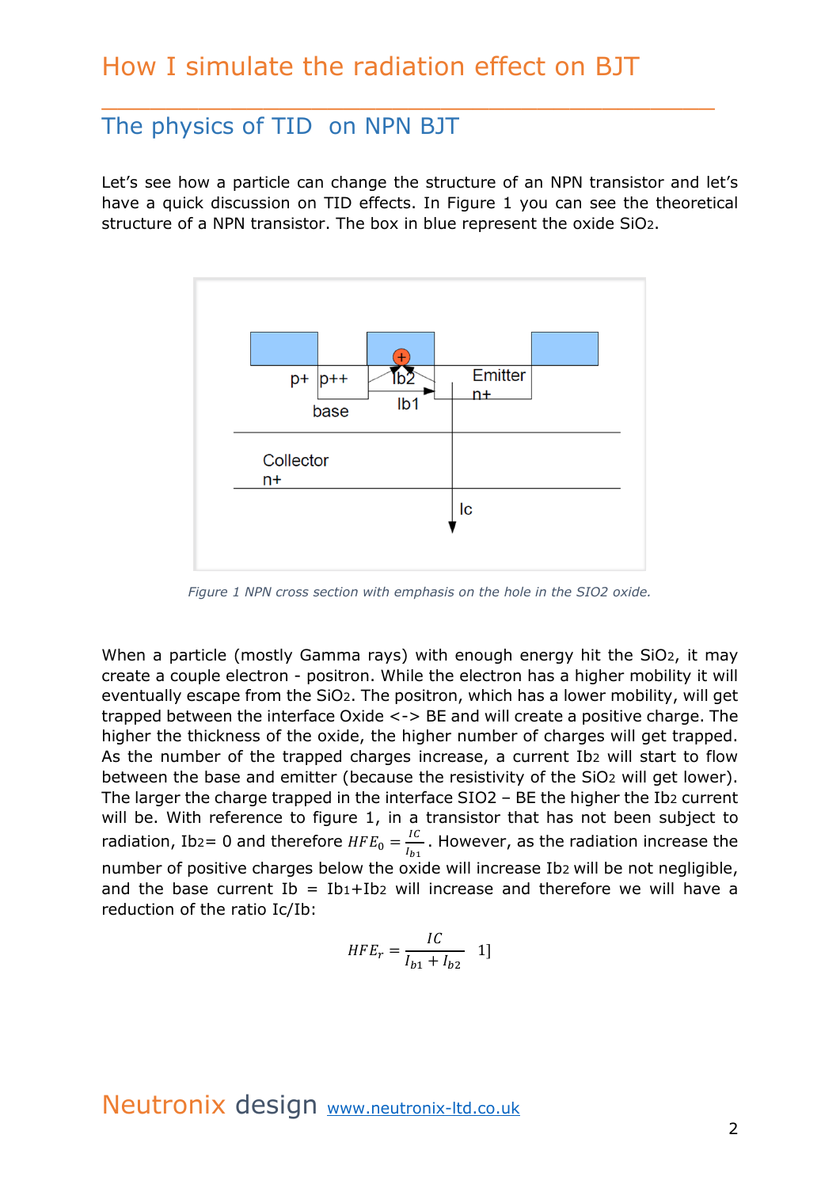# How I simulate the radiation effect on BJT

## The physics of TID on NPN BJT

Let's see how a particle can change the structure of an NPN transistor and let's have a quick discussion on TID effects. In Figure 1 you can see the theoretical structure of a NPN transistor. The box in blue represent the oxide $SiO_2$.

*Figure 1 NPN cross section with emphasis on the hole in the SIO2 oxide.*

When a particle (mostly Gamma rays) with enough energy hit the $SiO_2$, it may create a couple electron - positron. While the electron has a higher mobility it will eventually escape from the $SiO_2$. The positron, which has a lower mobility, will get trapped between the interface Oxide <-> BE and will create a positive charge. The higher the thickness of the oxide, the higher number of charges will get trapped. As the number of the trapped charges increase, a current $Ib_2$ will start to flow between the base and emitter (because the resistivity of the $SiO_2$ will get lower). The larger the charge trapped in the interface SIO2 – BE the higher the $Ib_2$ current will be. With reference to figure 1, in a transistor that has not been subject to radiation, $Ib_2$= 0 and therefore $HFE_0 = \frac{IC}{I_{b1}}$. However, as the radiation increase the number of positive charges below the oxide will increase $Ib_2$ will be not negligible, and the base current Ib = $Ib_1$+$Ib_2$ will increase and therefore we will have a reduction of the ratio Ic/Ib:

$$HFE_r = \frac{IC}{I_{b1} + I_{b2}} \quad 1]$$

Neutronix design www.neutronix-ltd.co.uk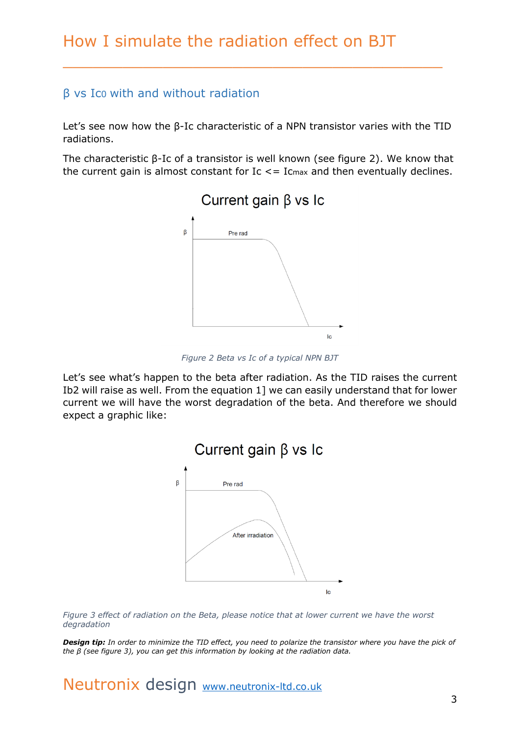## β vs $I_{C0}$ with and without radiation

Let's see now how the β-Ic characteristic of a NPN transistor varies with the TID radiations.

The characteristic β-Ic of a transistor is well known (see figure 2). We know that the current gain is almost constant for $I_c <= I_{Cmax}$ and then eventually declines.

Figure 2 Beta vs Ic of a typical NPN BJT

Let's see what's happen to the beta after radiation. As the TID raises the current Ib2 will raise as well. From the equation 1] we can easily understand that for lower current we will have the worst degradation of the beta. And therefore we should expect a graphic like:

*Figure 3 effect of radiation on the Beta, please notice that at lower current we have the worst degradation*

***Design tip:*** *In order to minimize the TID effect, you need to polarize the transistor where you have the pick of the β (see figure 3), you can get this information by looking at the radiation data.*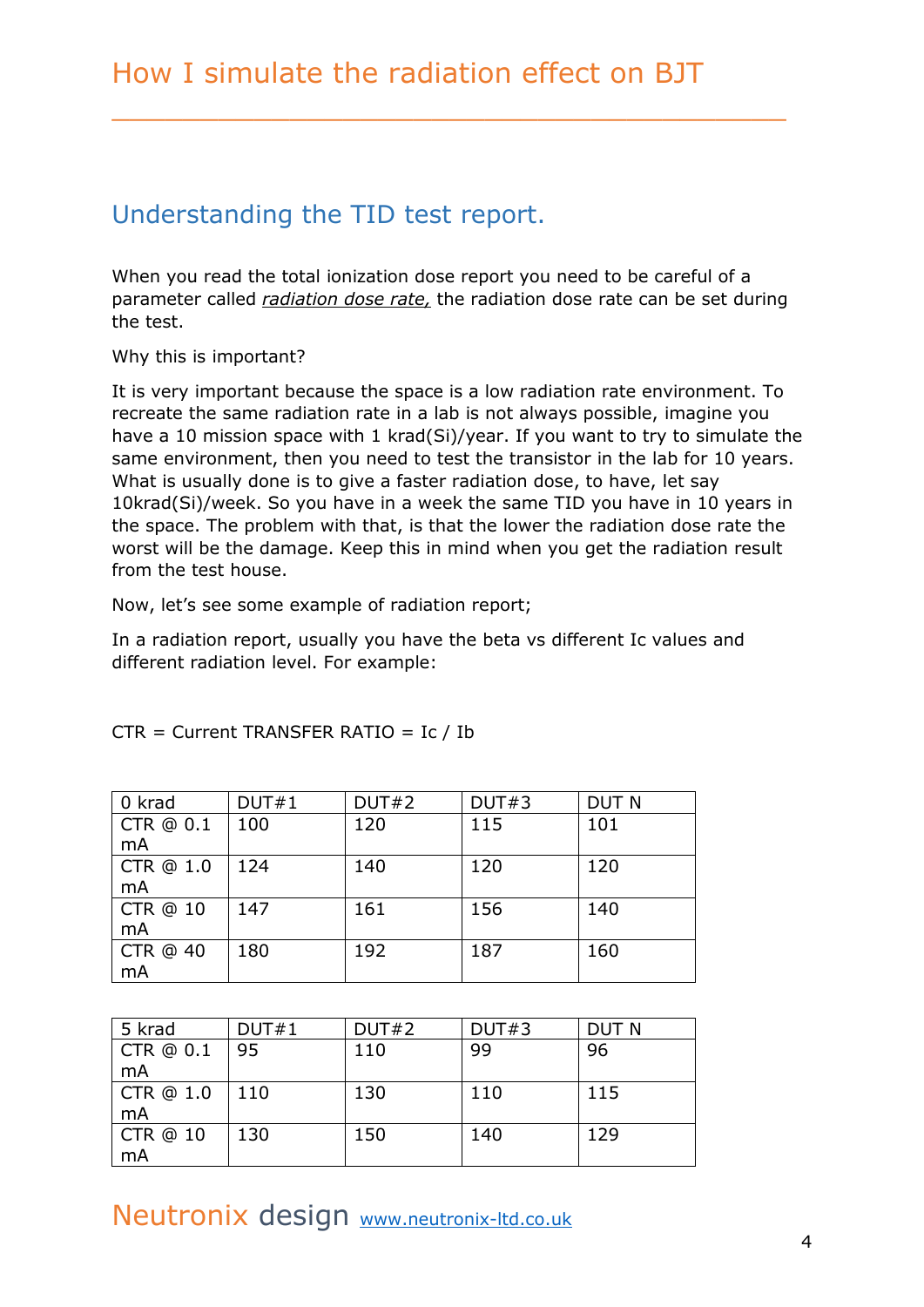# How I simulate the radiation effect on BJT

## Understanding the TID test report.

When you read the total ionization dose report you need to be careful of a parameter called *radiation dose rate,* the radiation dose rate can be set during the test.

Why this is important?

It is very important because the space is a low radiation rate environment. To recreate the same radiation rate in a lab is not always possible, imagine you have a 10 mission space with 1 krad(Si)/year. If you want to try to simulate the same environment, then you need to test the transistor in the lab for 10 years. What is usually done is to give a faster radiation dose, to have, let say 10krad(Si)/week. So you have in a week the same TID you have in 10 years in the space. The problem with that, is that the lower the radiation dose rate the worst will be the damage. Keep this in mind when you get the radiation result from the test house.

Now, let's see some example of radiation report;

In a radiation report, usually you have the beta vs different Ic values and different radiation level. For example:

CTR = Current TRANSFER RATIO = Ic / Ib

| 0 krad | DUT#1 | DUT#2 | DUT#3 | DUT N |
|---|---|---|---|---|
| CTR @ 0.1 mA | 100 | 120 | 115 | 101 |
| CTR @ 1.0 mA | 124 | 140 | 120 | 120 |
| CTR @ 10 mA | 147 | 161 | 156 | 140 |
| CTR @ 40 mA | 180 | 192 | 187 | 160 |

| 5 krad | DUT#1 | DUT#2 | DUT#3 | DUT N |
|---|---|---|---|---|
| CTR @ 0.1 mA | 95 | 110 | 99 | 96 |
| CTR @ 1.0 mA | 110 | 130 | 110 | 115 |
| CTR @ 10 mA | 130 | 150 | 140 | 129 |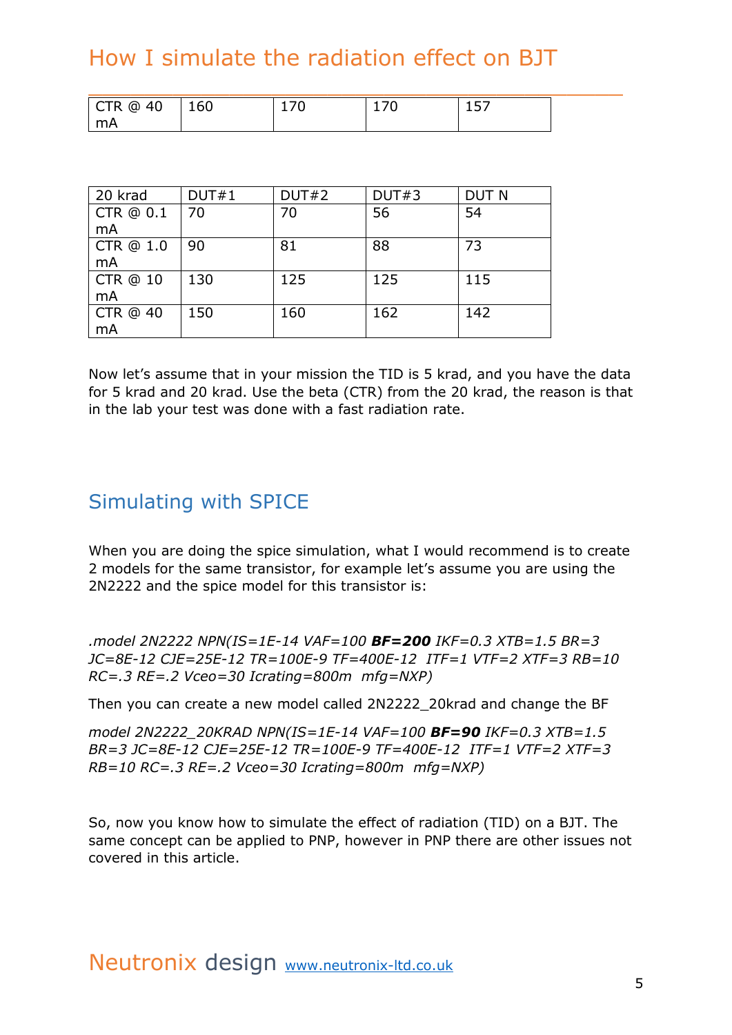| CTR @ 40 mA | 160 | 170 | 170 | 157 |
|---|---|---|---|---|

| 20 krad | DUT#1 | DUT#2 | DUT#3 | DUT N |
|---|---|---|---|---|
| CTR @ 0.1 mA | 70 | 70 | 56 | 54 |
| CTR @ 1.0 mA | 90 | 81 | 88 | 73 |
| CTR @ 10 mA | 130 | 125 | 125 | 115 |
| CTR @ 40 mA | 150 | 160 | 162 | 142 |

Now let's assume that in your mission the TID is 5 krad, and you have the data for 5 krad and 20 krad. Use the beta (CTR) from the 20 krad, the reason is that in the lab your test was done with a fast radiation rate.

## Simulating with SPICE

When you are doing the spice simulation, what I would recommend is to create 2 models for the same transistor, for example let's assume you are using the 2N2222 and the spice model for this transistor is:

*.model 2N2222 NPN(IS=1E-14 VAF=100* ***BF=200*** *IKF=0.3 XTB=1.5 BR=3 JC=8E-12 CJE=25E-12 TR=100E-9 TF=400E-12 ITF=1 VTF=2 XTF=3 RB=10 RC=.3 RE=.2 Vceo=30 Icrating=800m mfg=NXP)*

Then you can create a new model called 2N2222_20krad and change the BF

*model 2N2222_20KRAD NPN(IS=1E-14 VAF=100* ***BF=90*** *IKF=0.3 XTB=1.5 BR=3 JC=8E-12 CJE=25E-12 TR=100E-9 TF=400E-12 ITF=1 VTF=2 XTF=3 RB=10 RC=.3 RE=.2 Vceo=30 Icrating=800m mfg=NXP)*

So, now you know how to simulate the effect of radiation (TID) on a BJT. The same concept can be applied to PNP, however in PNP there are other issues not covered in this article.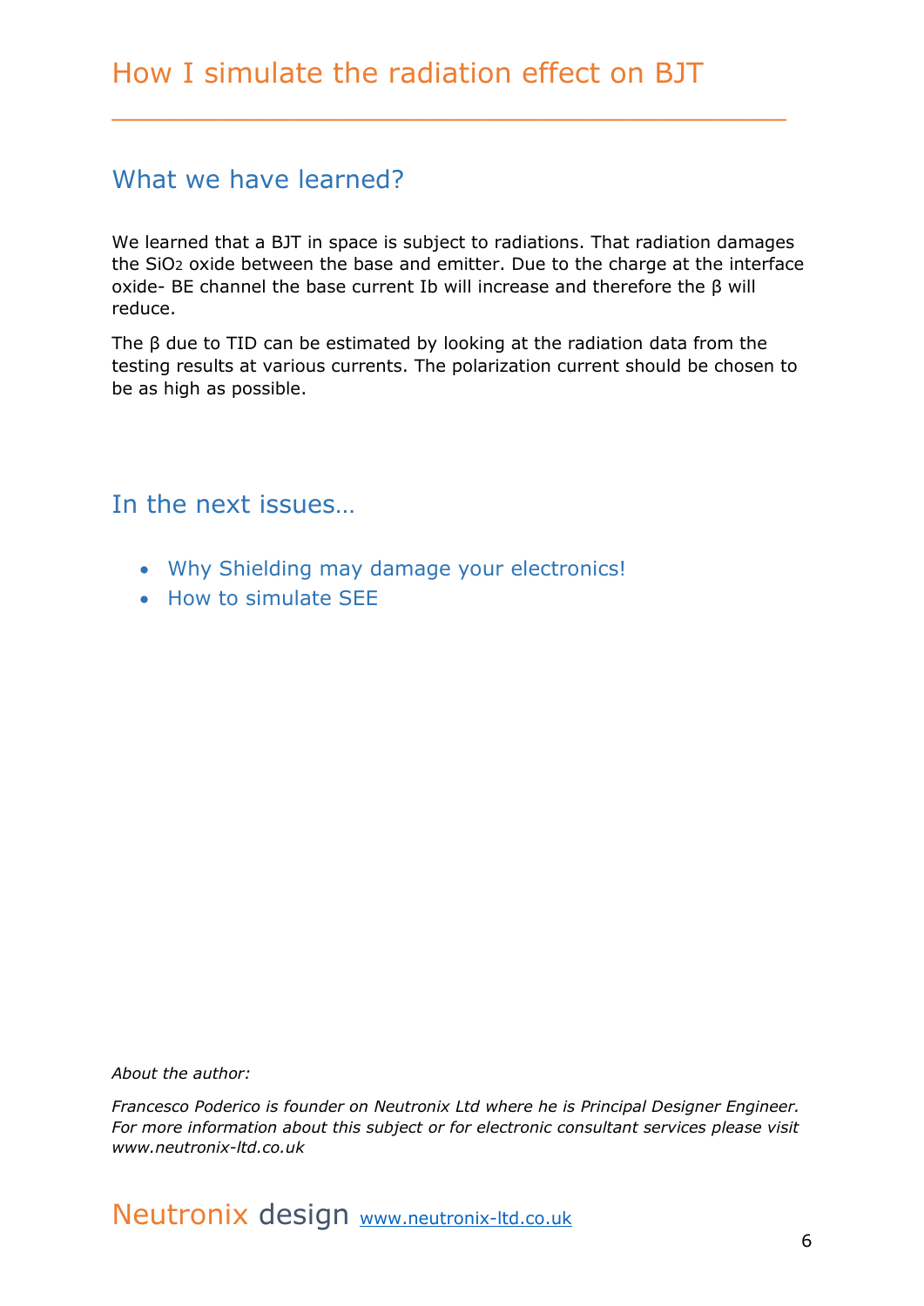# How I simulate the radiation effect on BJT

## What we have learned?

We learned that a BJT in space is subject to radiations. That radiation damages the $SiO_2$ oxide between the base and emitter. Due to the charge at the interface oxide- BE channel the base current Ib will increase and therefore the β will reduce.

The β due to TID can be estimated by looking at the radiation data from the testing results at various currents. The polarization current should be chosen to be as high as possible.

## In the next issues…

- Why Shielding may damage your electronics!
- How to simulate SEE

*About the author:*

*Francesco Poderico is founder on Neutronix Ltd where he is Principal Designer Engineer. For more information about this subject or for electronic consultant services please visit www.neutronix-ltd.co.uk*

Neutronix design www.neutronix-ltd.co.uk